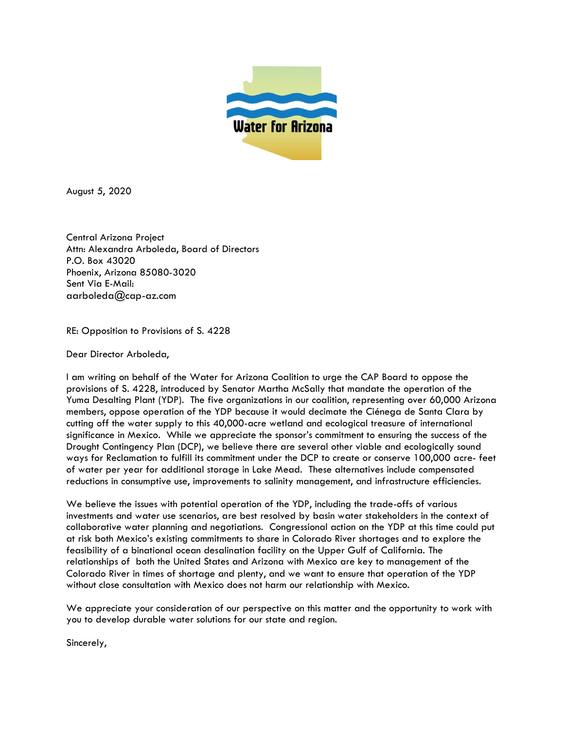Water for Arizona

August 5, 2020

Central Arizona Project
Attn: Alexandra Arboleda, Board of Directors
P.O. Box 43020
Phoenix, Arizona 85080-3020
Sent Via E-Mail:
aarboleda@cap-az.com

RE: Opposition to Provisions of S. 4228

Dear Director Arboleda,

I am writing on behalf of the Water for Arizona Coalition to urge the CAP Board to oppose the provisions of S. 4228, introduced by Senator Martha McSally that mandate the operation of the Yuma Desalting Plant (YDP). The five organizations in our coalition, representing over 60,000 Arizona members, oppose operation of the YDP because it would decimate the Ciénega de Santa Clara by cutting off the water supply to this 40,000-acre wetland and ecological treasure of international significance in Mexico. While we appreciate the sponsor's commitment to ensuring the success of the Drought Contingency Plan (DCP), we believe there are several other viable and ecologically sound ways for Reclamation to fulfill its commitment under the DCP to create or conserve 100,000 acre- feet of water per year for additional storage in Lake Mead. These alternatives include compensated reductions in consumptive use, improvements to salinity management, and infrastructure efficiencies.

We believe the issues with potential operation of the YDP, including the trade-offs of various investments and water use scenarios, are best resolved by basin water stakeholders in the context of collaborative water planning and negotiations. Congressional action on the YDP at this time could put at risk both Mexico's existing commitments to share in Colorado River shortages and to explore the feasibility of a binational ocean desalination facility on the Upper Gulf of California. The relationships of both the United States and Arizona with Mexico are key to management of the Colorado River in times of shortage and plenty, and we want to ensure that operation of the YDP without close consultation with Mexico does not harm our relationship with Mexico.

We appreciate your consideration of our perspective on this matter and the opportunity to work with you to develop durable water solutions for our state and region.

Sincerely,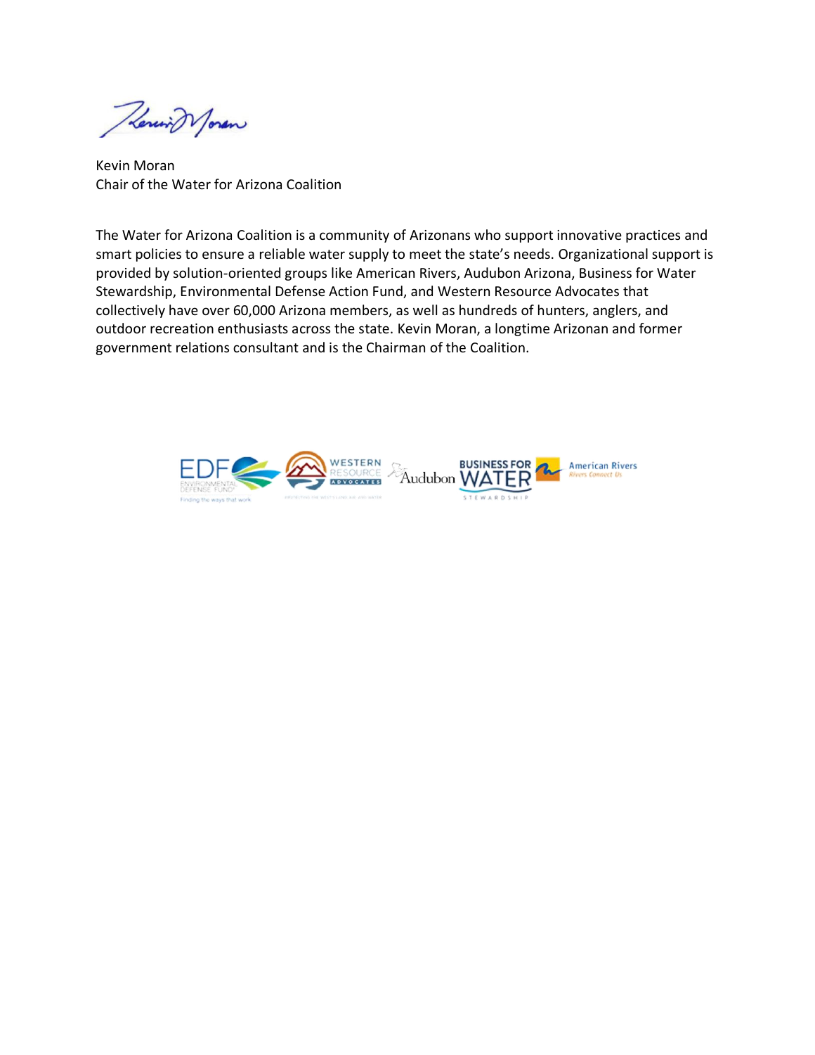Kevin Moran
Chair of the Water for Arizona Coalition

The Water for Arizona Coalition is a community of Arizonans who support innovative practices and smart policies to ensure a reliable water supply to meet the state's needs. Organizational support is provided by solution-oriented groups like American Rivers, Audubon Arizona, Business for Water Stewardship, Environmental Defense Action Fund, and Western Resource Advocates that collectively have over 60,000 Arizona members, as well as hundreds of hunters, anglers, and outdoor recreation enthusiasts across the state. Kevin Moran, a longtime Arizonan and former government relations consultant and is the Chairman of the Coalition.